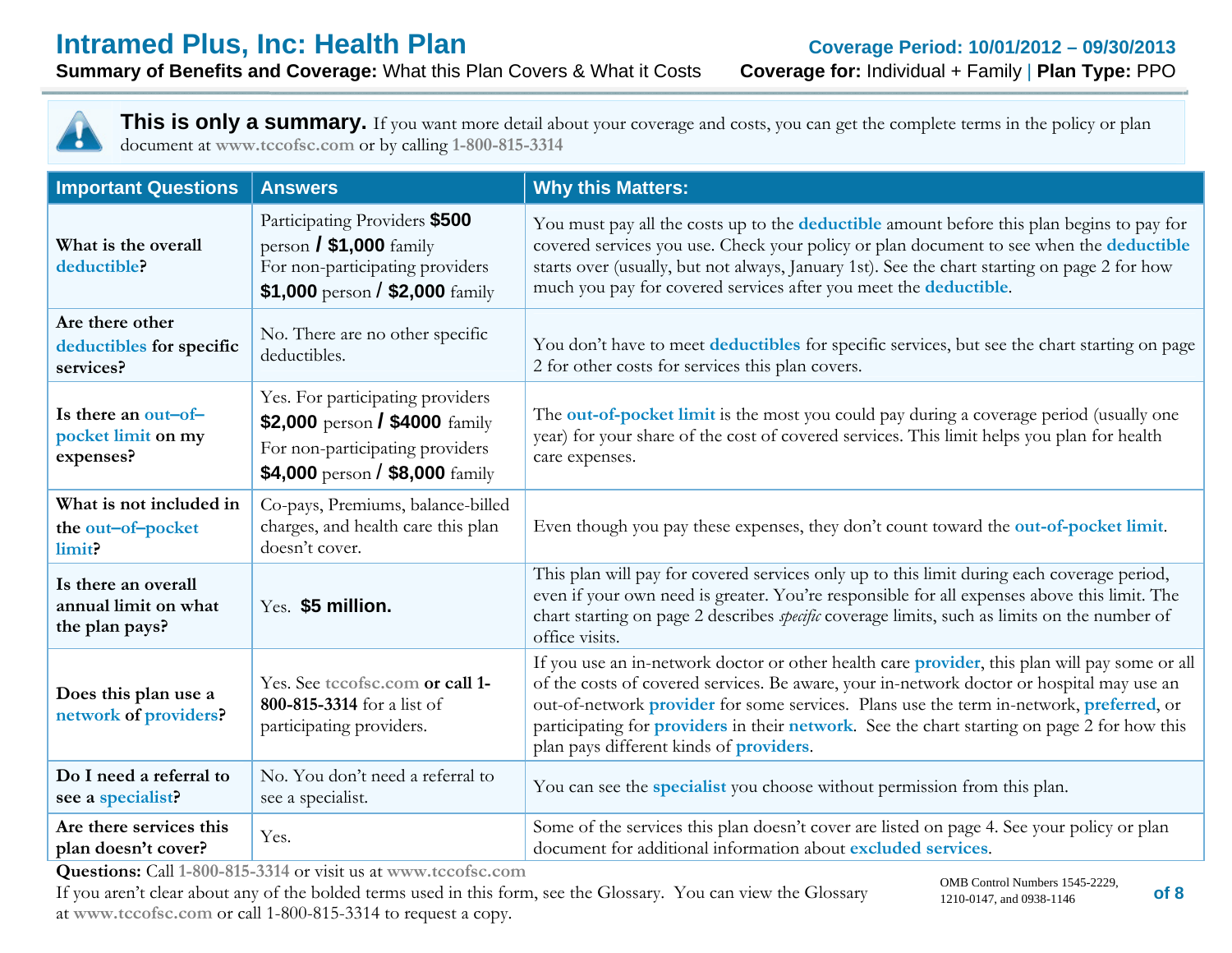# Intramed Plus, Inc: Health Plan

**Coverage Period: 10/01/2012 – 09/30/2013**

**Summary of Benefits and Coverage:** What this Plan Covers & What it Costs **Coverage for:** Individual + Family | **Plan Type:** PPO

**This is only a summary.** If you want more detail about your coverage and costs, you can get the complete terms in the policy or plan document at www.tccofsc.com or by calling 1-800-815-3314

| Important Questions | Answers | Why this Matters: |
|---|---|---|
| **What is the overall deductible?** | Participating Providers **$500** person **/ $1,000** family For non-participating providers **$1,000** person **/ $2,000** family | You must pay all the costs up to the **deductible** amount before this plan begins to pay for covered services you use. Check your policy or plan document to see when the **deductible** starts over (usually, but not always, January 1st). See the chart starting on page 2 for how much you pay for covered services after you meet the **deductible**. |
| **Are there other deductibles for specific services?** | No. There are no other specific deductibles. | You don't have to meet **deductibles** for specific services, but see the chart starting on page 2 for other costs for services this plan covers. |
| **Is there an out-of-pocket limit on my expenses?** | Yes. For participating providers **$2,000** person **/ $4000** family For non-participating providers **$4,000** person **/ $8,000** family | The **out-of-pocket limit** is the most you could pay during a coverage period (usually one year) for your share of the cost of covered services. This limit helps you plan for health care expenses. |
| **What is not included in the out-of-pocket limit?** | Co-pays, Premiums, balance-billed charges, and health care this plan doesn't cover. | Even though you pay these expenses, they don't count toward the **out-of-pocket limit**. |
| **Is there an overall annual limit on what the plan pays?** | Yes. **$5 million.** | This plan will pay for covered services only up to this limit during each coverage period, even if your own need is greater. You're responsible for all expenses above this limit. The chart starting on page 2 describes *specific* coverage limits, such as limits on the number of office visits. |
| **Does this plan use a network of providers?** | Yes. See tccofsc.com **or call 1-800-815-3314** for a list of participating providers. | If you use an in-network doctor or other health care **provider**, this plan will pay some or all of the costs of covered services. Be aware, your in-network doctor or hospital may use an out-of-network **provider** for some services. Plans use the term in-network, **preferred**, or participating for **providers** in their **network**. See the chart starting on page 2 for how this plan pays different kinds of **providers**. |
| **Do I need a referral to see a specialist?** | No. You don't need a referral to see a specialist. | You can see the **specialist** you choose without permission from this plan. |
| **Are there services this plan doesn't cover?** | Yes. | Some of the services this plan doesn't cover are listed on page 4. See your policy or plan document for additional information about **excluded services**. |

**Questions:** Call 1-800-815-3314 or visit us at www.tccofsc.com

If you aren't clear about any of the bolded terms used in this form, see the Glossary. You can view the Glossary at www.tccofsc.com or call 1-800-815-3314 to request a copy.

OMB Control Numbers 1545-2229, 1210-0147, and 0938-1146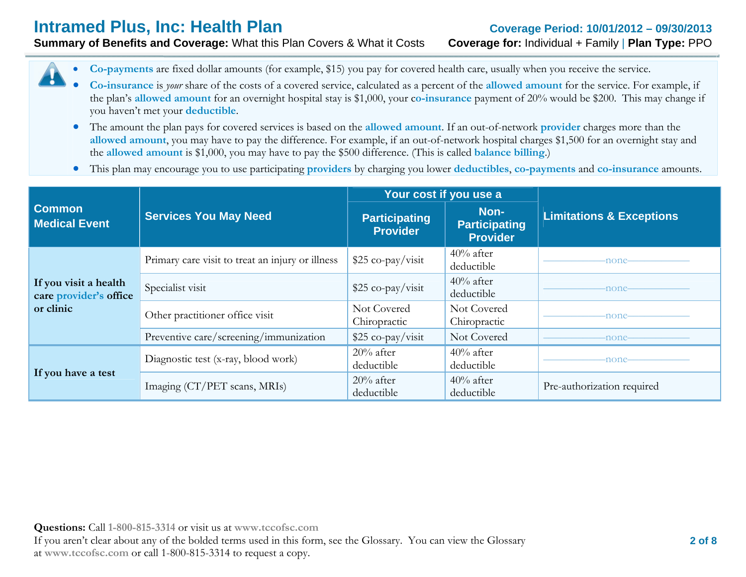# Intramed Plus, Inc: Health Plan

**Coverage Period: 10/01/2012 – 09/30/2013**

**Summary of Benefits and Coverage:** What this Plan Covers & What it Costs **Coverage for:** Individual + Family | **Plan Type:** PPO

- **Co-payments** are fixed dollar amounts (for example, $15) you pay for covered health care, usually when you receive the service.
- **Co-insurance** is *your* share of the costs of a covered service, calculated as a percent of the **allowed amount** for the service. For example, if the plan's **allowed amount** for an overnight hospital stay is $1,000, your **co-insurance** payment of 20% would be $200. This may change if you haven't met your **deductible**.
- The amount the plan pays for covered services is based on the **allowed amount**. If an out-of-network **provider** charges more than the **allowed amount**, you may have to pay the difference. For example, if an out-of-network hospital charges $1,500 for an overnight stay and the **allowed amount** is $1,000, you may have to pay the $500 difference. (This is called **balance billing**.)
- This plan may encourage you to use participating **providers** by charging you lower **deductibles**, **co-payments** and **co-insurance** amounts.

| Common Medical Event | Services You May Need | Your cost if you use a Participating Provider | Your cost if you use a Non-Participating Provider | Limitations & Exceptions |
|---|---|---|---|---|
| If you visit a health care **provider's** office or clinic | Primary care visit to treat an injury or illness | $25 co-pay/visit | 40% after deductible | none |
| | Specialist visit | $25 co-pay/visit | 40% after deductible | none |
| | Other practitioner office visit | Not Covered Chiropractic | Not Covered Chiropractic | none |
| | Preventive care/screening/immunization | $25 co-pay/visit | Not Covered | none |
| If you have a test | Diagnostic test (x-ray, blood work) | 20% after deductible | 40% after deductible | none |
| | Imaging (CT/PET scans, MRIs) | 20% after deductible | 40% after deductible | Pre-authorization required |

**Questions:** Call 1-800-815-3314 or visit us at www.tccofsc.com
If you aren't clear about any of the bolded terms used in this form, see the Glossary. You can view the Glossary at www.tccofsc.com or call 1-800-815-3314 to request a copy.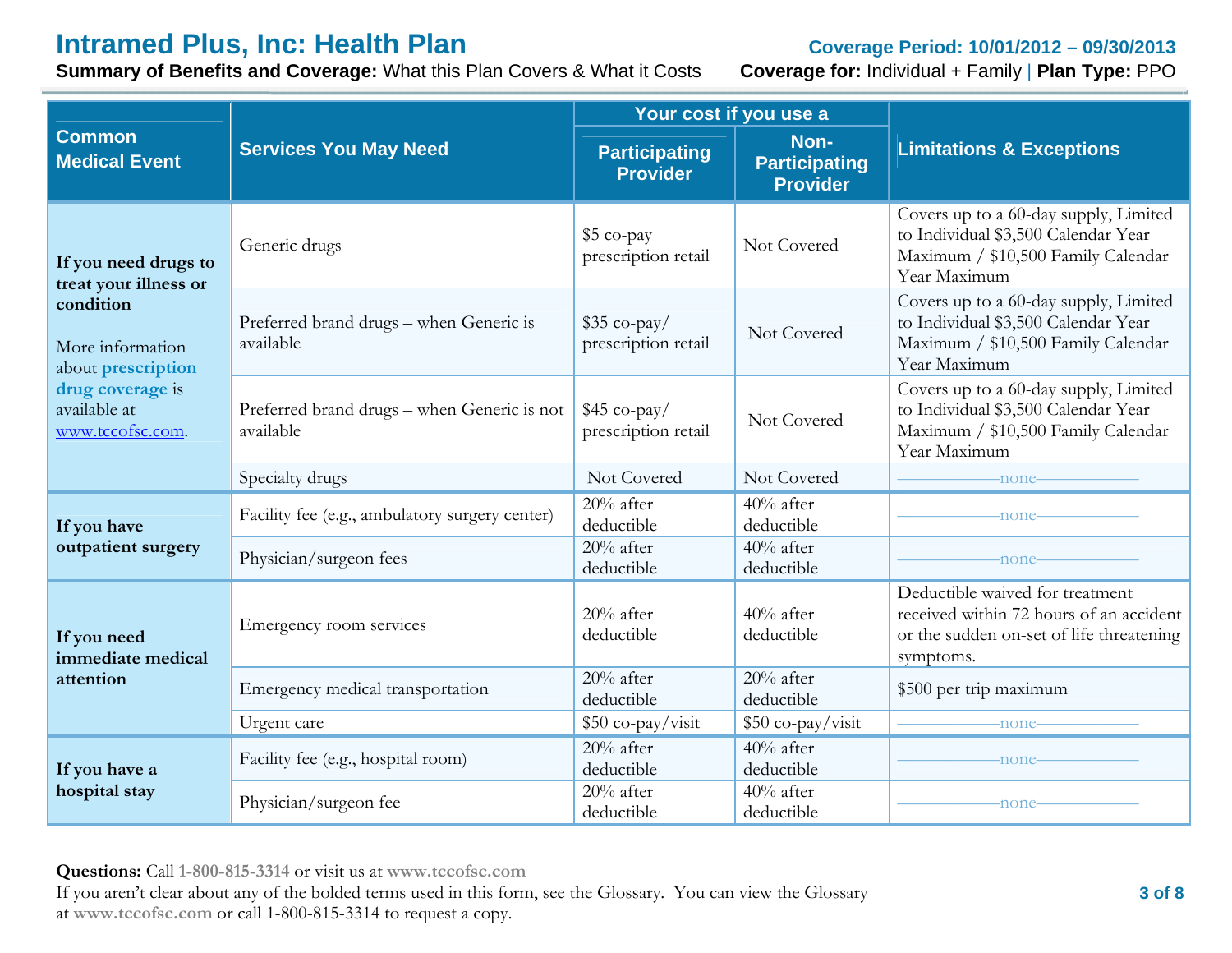# Intramed Plus, Inc: Health Plan

**Coverage Period: 10/01/2012 – 09/30/2013**

**Summary of Benefits and Coverage:** What this Plan Covers & What it Costs **Coverage for:** Individual + Family | **Plan Type:** PPO

| Common Medical Event | Services You May Need | Your cost if you use a Participating Provider | Your cost if you use a Non-Participating Provider | Limitations & Exceptions |
|---|---|---|---|---|
| **If you need drugs to treat your illness or condition** More information about **prescription drug coverage** is available at www.tccofsc.com. | Generic drugs | $5 co-pay prescription retail | Not Covered | Covers up to a 60-day supply, Limited to Individual $3,500 Calendar Year Maximum / $10,500 Family Calendar Year Maximum |
| | Preferred brand drugs – when Generic is available | $35 co-pay/ prescription retail | Not Covered | Covers up to a 60-day supply, Limited to Individual $3,500 Calendar Year Maximum / $10,500 Family Calendar Year Maximum |
| | Preferred brand drugs – when Generic is not available | $45 co-pay/ prescription retail | Not Covered | Covers up to a 60-day supply, Limited to Individual $3,500 Calendar Year Maximum / $10,500 Family Calendar Year Maximum |
| | Specialty drugs | Not Covered | Not Covered | none |
| **If you have outpatient surgery** | Facility fee (e.g., ambulatory surgery center) | 20% after deductible | 40% after deductible | none |
| | Physician/surgeon fees | 20% after deductible | 40% after deductible | none |
| **If you need immediate medical attention** | Emergency room services | 20% after deductible | 40% after deductible | Deductible waived for treatment received within 72 hours of an accident or the sudden on-set of life threatening symptoms. |
| | Emergency medical transportation | 20% after deductible | 20% after deductible | $500 per trip maximum |
| | Urgent care | $50 co-pay/visit | $50 co-pay/visit | none |
| **If you have a hospital stay** | Facility fee (e.g., hospital room) | 20% after deductible | 40% after deductible | none |
| | Physician/surgeon fee | 20% after deductible | 40% after deductible | none |

**Questions:** Call **1-800-815-3314** or visit us at **www.tccofsc.com**

If you aren't clear about any of the bolded terms used in this form, see the Glossary. You can view the Glossary at **www.tccofsc.com** or call 1-800-815-3314 to request a copy.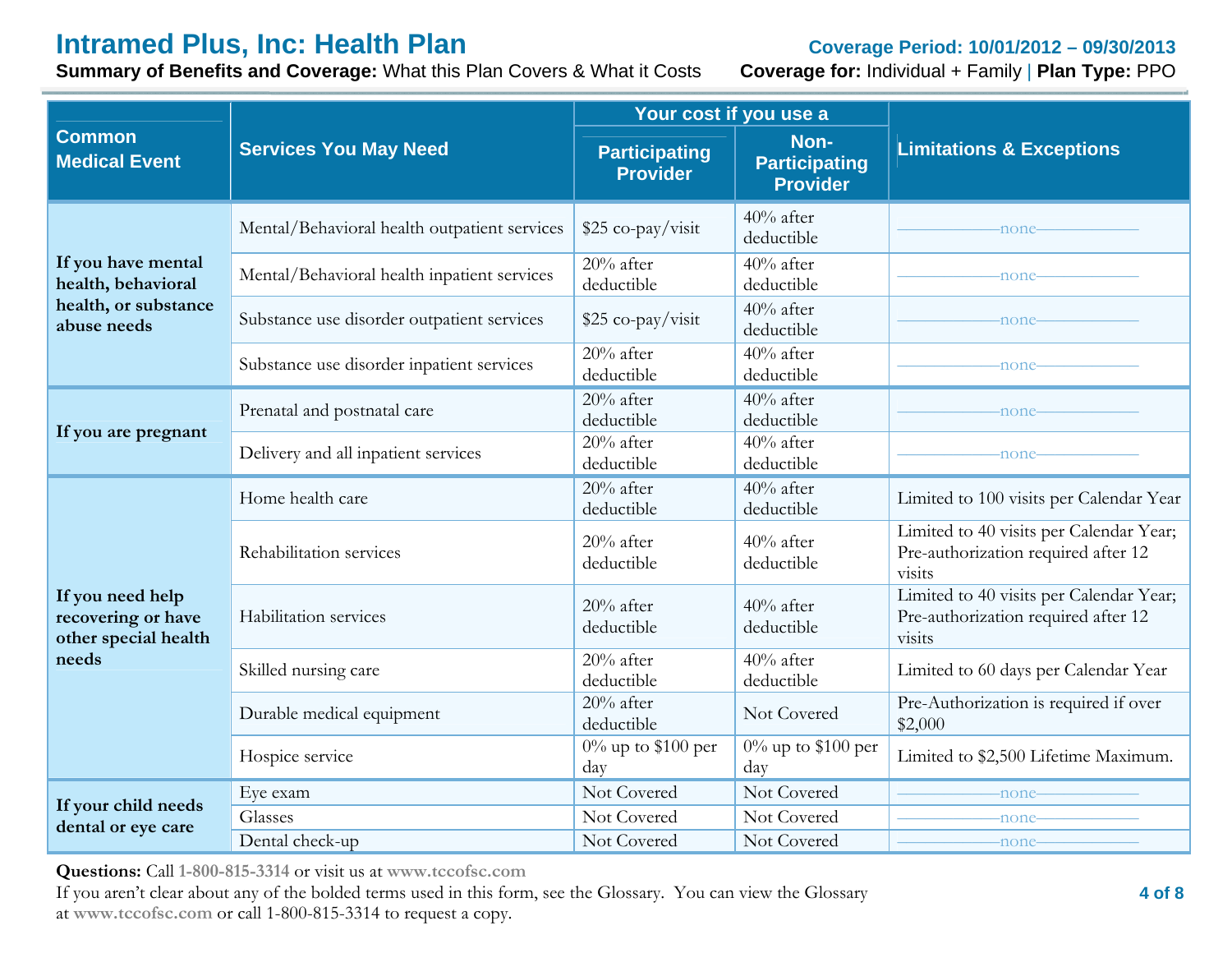# Intramed Plus, Inc: Health Plan

**Coverage Period: 10/01/2012 – 09/30/2013**

**Summary of Benefits and Coverage:** What this Plan Covers & What it Costs **Coverage for:** Individual + Family | **Plan Type:** PPO

| Common Medical Event | Services You May Need | Your cost if you use a Participating Provider | Your cost if you use a Non-Participating Provider | Limitations & Exceptions |
|---|---|---|---|---|
| **If you have mental health, behavioral health, or substance abuse needs** | Mental/Behavioral health outpatient services | $25 co-pay/visit | 40% after deductible | none |
| | Mental/Behavioral health inpatient services | 20% after deductible | 40% after deductible | none |
| | Substance use disorder outpatient services | $25 co-pay/visit | 40% after deductible | none |
| | Substance use disorder inpatient services | 20% after deductible | 40% after deductible | none |
| **If you are pregnant** | Prenatal and postnatal care | 20% after deductible | 40% after deductible | none |
| | Delivery and all inpatient services | 20% after deductible | 40% after deductible | none |
| **If you need help recovering or have other special health needs** | Home health care | 20% after deductible | 40% after deductible | Limited to 100 visits per Calendar Year |
| | Rehabilitation services | 20% after deductible | 40% after deductible | Limited to 40 visits per Calendar Year; Pre-authorization required after 12 visits |
| | Habilitation services | 20% after deductible | 40% after deductible | Limited to 40 visits per Calendar Year; Pre-authorization required after 12 visits |
| | Skilled nursing care | 20% after deductible | 40% after deductible | Limited to 60 days per Calendar Year |
| | Durable medical equipment | 20% after deductible | Not Covered | Pre-Authorization is required if over $2,000 |
| | Hospice service | 0% up to $100 per day | 0% up to $100 per day | Limited to $2,500 Lifetime Maximum. |
| **If your child needs dental or eye care** | Eye exam | Not Covered | Not Covered | none |
| | Glasses | Not Covered | Not Covered | none |
| | Dental check-up | Not Covered | Not Covered | none |

**Questions:** Call **1-800-815-3314** or visit us at **www.tccofsc.com**

If you aren't clear about any of the bolded terms used in this form, see the Glossary. You can view the Glossary at **www.tccofsc.com** or call 1-800-815-3314 to request a copy.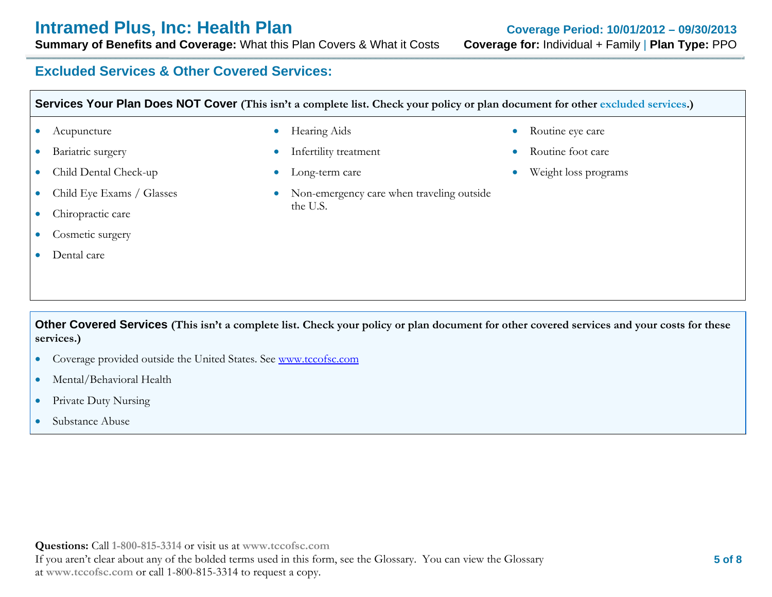## Excluded Services & Other Covered Services:

**Services Your Plan Does NOT Cover (This isn't a complete list. Check your policy or plan document for other excluded services.)**

- Acupuncture
- Bariatric surgery
- Child Dental Check-up
- Child Eye Exams / Glasses
- Chiropractic care
- Cosmetic surgery
- Dental care
- Hearing Aids
- Infertility treatment
- Long-term care
- Non-emergency care when traveling outside the U.S.
- Routine eye care
- Routine foot care
- Weight loss programs

**Other Covered Services (This isn't a complete list. Check your policy or plan document for other covered services and your costs for these services.)**

- Coverage provided outside the United States. See www.tccofsc.com
- Mental/Behavioral Health
- Private Duty Nursing
- Substance Abuse

**Questions:** Call **1-800-815-3314** or visit us at **www.tccofsc.com**
If you aren't clear about any of the bolded terms used in this form, see the Glossary. You can view the Glossary at **www.tccofsc.com** or call 1-800-815-3314 to request a copy.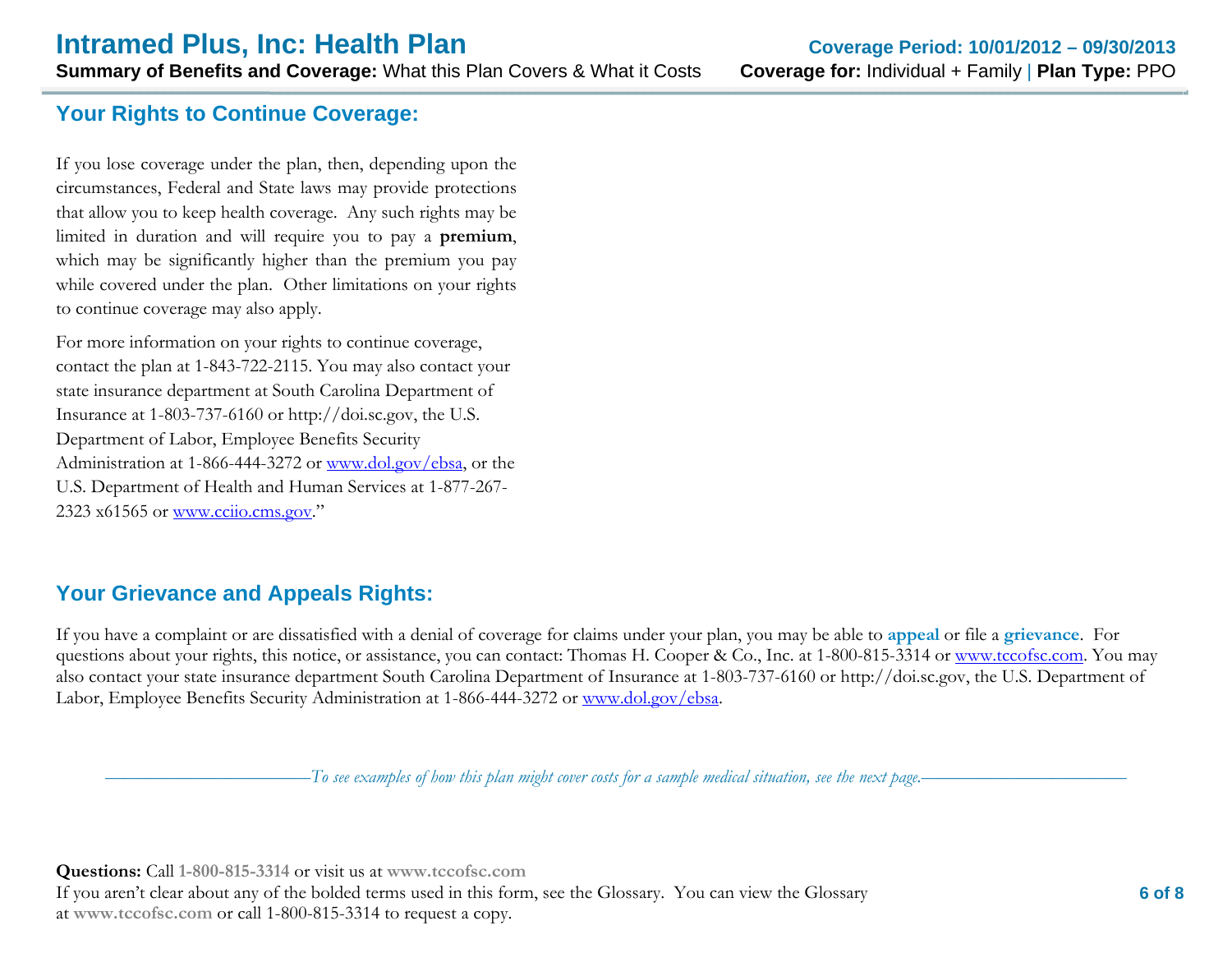## Your Rights to Continue Coverage:

If you lose coverage under the plan, then, depending upon the circumstances, Federal and State laws may provide protections that allow you to keep health coverage. Any such rights may be limited in duration and will require you to pay a **premium**, which may be significantly higher than the premium you pay while covered under the plan. Other limitations on your rights to continue coverage may also apply.

For more information on your rights to continue coverage, contact the plan at 1-843-722-2115. You may also contact your state insurance department at South Carolina Department of Insurance at 1-803-737-6160 or http://doi.sc.gov, the U.S. Department of Labor, Employee Benefits Security Administration at 1-866-444-3272 or www.dol.gov/ebsa, or the U.S. Department of Health and Human Services at 1-877-267-2323 x61565 or www.cciio.cms.gov."

## Your Grievance and Appeals Rights:

If you have a complaint or are dissatisfied with a denial of coverage for claims under your plan, you may be able to **appeal** or file a **grievance**. For questions about your rights, this notice, or assistance, you can contact: Thomas H. Cooper & Co., Inc. at 1-800-815-3314 or www.tccofsc.com. You may also contact your state insurance department South Carolina Department of Insurance at 1-803-737-6160 or http://doi.sc.gov, the U.S. Department of Labor, Employee Benefits Security Administration at 1-866-444-3272 or www.dol.gov/ebsa.

*To see examples of how this plan might cover costs for a sample medical situation, see the next page.*

**Questions:** Call **1-800-815-3314** or visit us at **www.tccofsc.com**
If you aren't clear about any of the bolded terms used in this form, see the Glossary. You can view the Glossary at **www.tccofsc.com** or call 1-800-815-3314 to request a copy.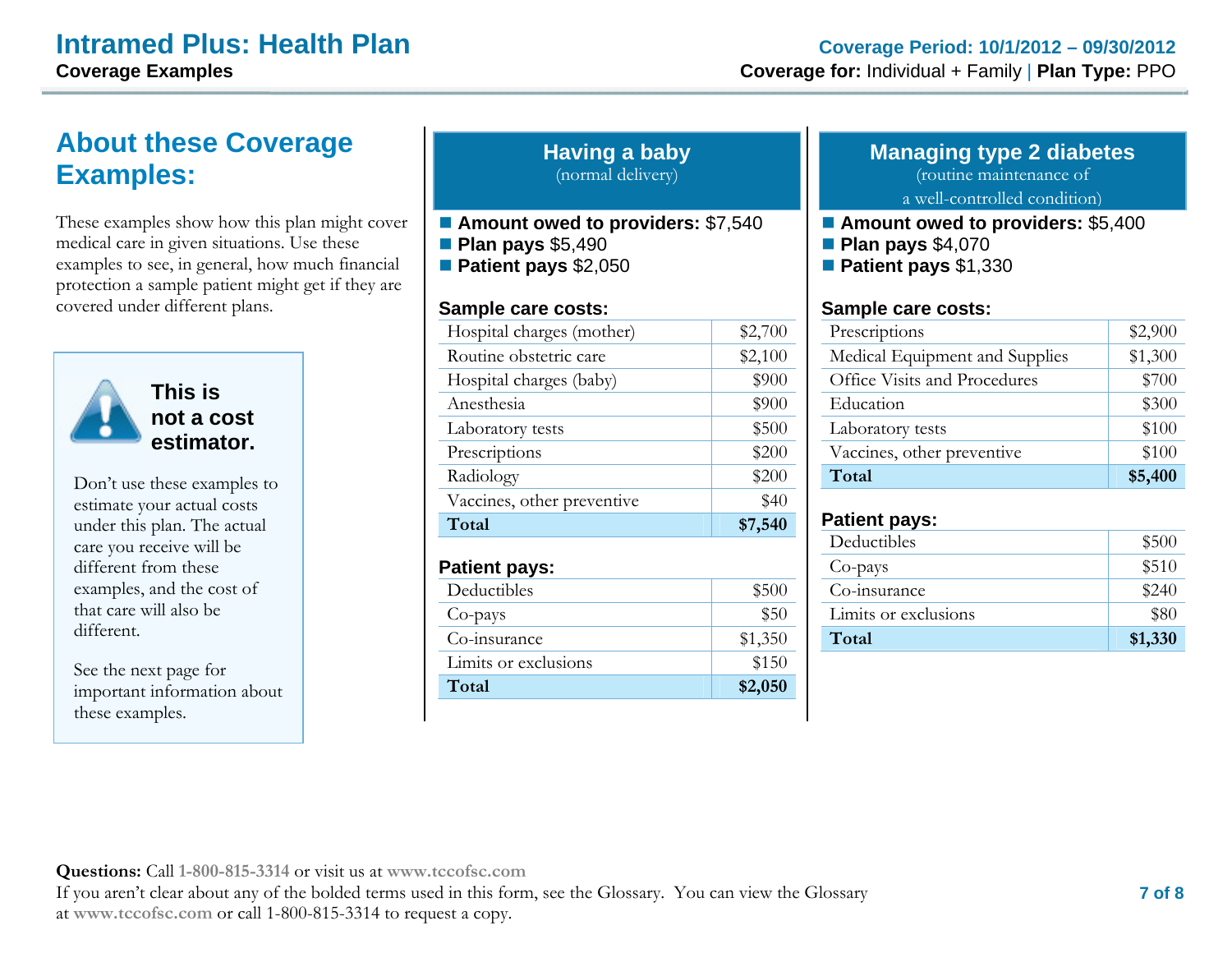# Intramed Plus: Health Plan

**Coverage Examples**

**Coverage Period: 10/1/2012 – 09/30/2012**

**Coverage for:** Individual + Family | **Plan Type:** PPO

## About these Coverage Examples:

These examples show how this plan might cover medical care in given situations. Use these examples to see, in general, how much financial protection a sample patient might get if they are covered under different plans.

> **This is not a cost estimator.**
>
> Don't use these examples to estimate your actual costs under this plan. The actual care you receive will be different from these examples, and the cost of that care will also be different.
>
> See the next page for important information about these examples.

## Having a baby
(normal delivery)

- **Amount owed to providers:** $7,540
- **Plan pays** $5,490
- **Patient pays** $2,050

**Sample care costs:**

| | |
|---|---|
| Hospital charges (mother) | $2,700 |
| Routine obstetric care | $2,100 |
| Hospital charges (baby) | $900 |
| Anesthesia | $900 |
| Laboratory tests | $500 |
| Prescriptions | $200 |
| Radiology | $200 |
| Vaccines, other preventive | $40 |
| **Total** | **$7,540** |

**Patient pays:**

| | |
|---|---|
| Deductibles | $500 |
| Co-pays | $50 |
| Co-insurance | $1,350 |
| Limits or exclusions | $150 |
| **Total** | **$2,050** |

## Managing type 2 diabetes
(routine maintenance of a well-controlled condition)

- **Amount owed to providers:** $5,400
- **Plan pays** $4,070
- **Patient pays** $1,330

**Sample care costs:**

| | |
|---|---|
| Prescriptions | $2,900 |
| Medical Equipment and Supplies | $1,300 |
| Office Visits and Procedures | $700 |
| Education | $300 |
| Laboratory tests | $100 |
| Vaccines, other preventive | $100 |
| **Total** | **$5,400** |

**Patient pays:**

| | |
|---|---|
| Deductibles | $500 |
| Co-pays | $510 |
| Co-insurance | $240 |
| Limits or exclusions | $80 |
| **Total** | **$1,330** |

**Questions:** Call 1-800-815-3314 or visit us at www.tccofsc.com

If you aren't clear about any of the bolded terms used in this form, see the Glossary. You can view the Glossary at www.tccofsc.com or call 1-800-815-3314 to request a copy.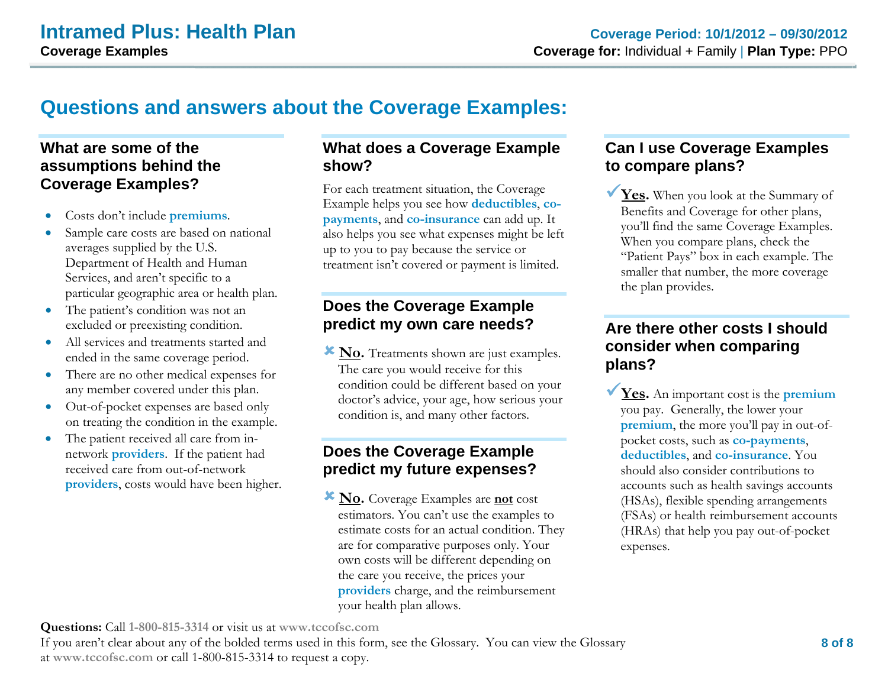## Questions and answers about the Coverage Examples:

### What are some of the assumptions behind the Coverage Examples?

- Costs don't include **premiums**.
- Sample care costs are based on national averages supplied by the U.S. Department of Health and Human Services, and aren't specific to a particular geographic area or health plan.
- The patient's condition was not an excluded or preexisting condition.
- All services and treatments started and ended in the same coverage period.
- There are no other medical expenses for any member covered under this plan.
- Out-of-pocket expenses are based only on treating the condition in the example.
- The patient received all care from in-network **providers**. If the patient had received care from out-of-network **providers**, costs would have been higher.

### What does a Coverage Example show?

For each treatment situation, the Coverage Example helps you see how **deductibles**, **co-payments**, and **co-insurance** can add up. It also helps you see what expenses might be left up to you to pay because the service or treatment isn't covered or payment is limited.

### Does the Coverage Example predict my own care needs?

✘ **No.** Treatments shown are just examples. The care you would receive for this condition could be different based on your doctor's advice, your age, how serious your condition is, and many other factors.

### Does the Coverage Example predict my future expenses?

✘ **No.** Coverage Examples are **not** cost estimators. You can't use the examples to estimate costs for an actual condition. They are for comparative purposes only. Your own costs will be different depending on the care you receive, the prices your **providers** charge, and the reimbursement your health plan allows.

### Can I use Coverage Examples to compare plans?

✓**Yes.** When you look at the Summary of Benefits and Coverage for other plans, you'll find the same Coverage Examples. When you compare plans, check the "Patient Pays" box in each example. The smaller that number, the more coverage the plan provides.

### Are there other costs I should consider when comparing plans?

✓**Yes.** An important cost is the **premium** you pay. Generally, the lower your **premium**, the more you'll pay in out-of-pocket costs, such as **co-payments**, **deductibles**, and **co-insurance**. You should also consider contributions to accounts such as health savings accounts (HSAs), flexible spending arrangements (FSAs) or health reimbursement accounts (HRAs) that help you pay out-of-pocket expenses.

**Questions:** Call **1-800-815-3314** or visit us at **www.tccofsc.com**
If you aren't clear about any of the bolded terms used in this form, see the Glossary. You can view the Glossary at **www.tccofsc.com** or call 1-800-815-3314 to request a copy.